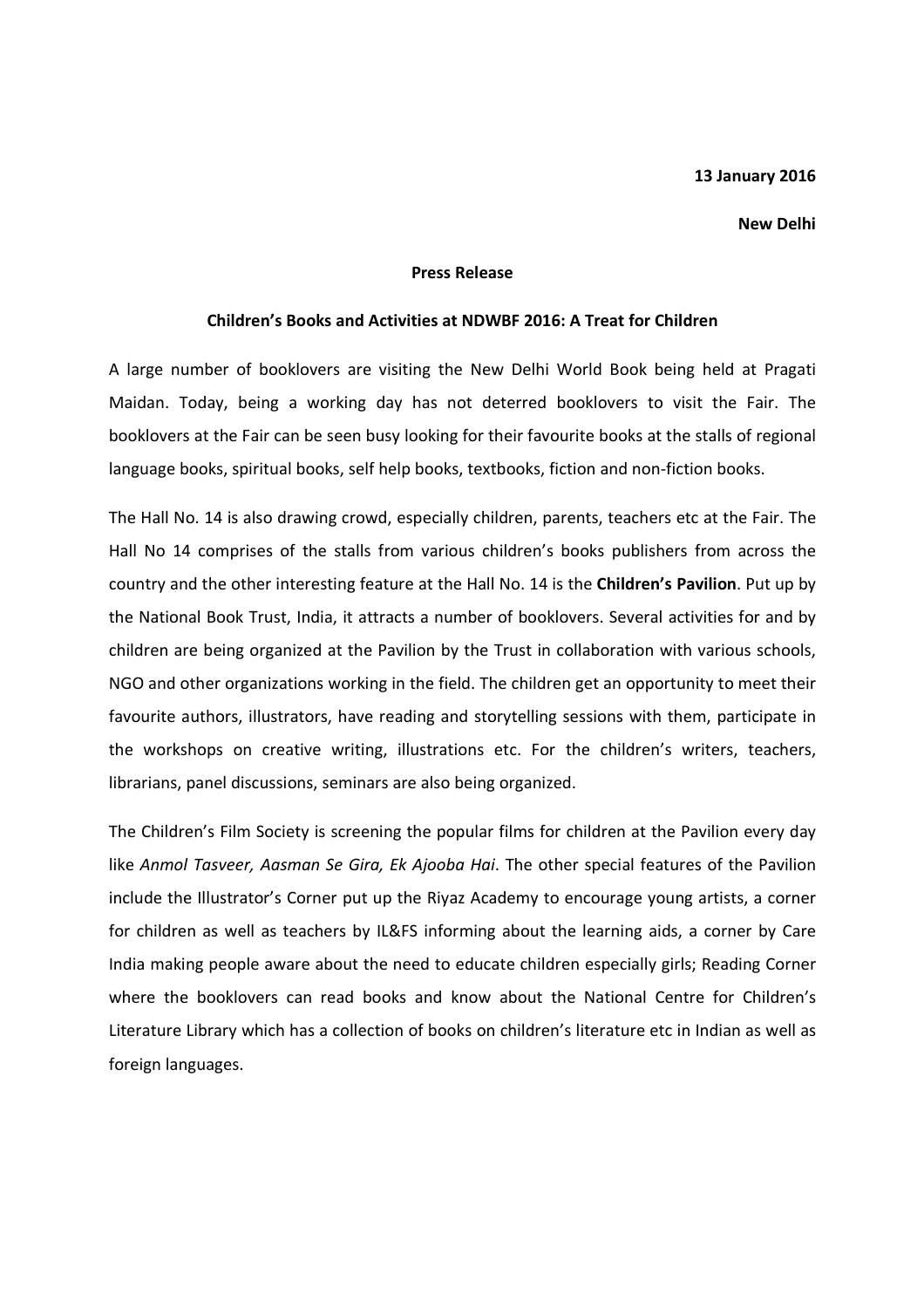**13 January 2016**

**New Delhi**

**Press Release**

**Children's Books and Activities at NDWBF 2016: A Treat for Children**

A large number of booklovers are visiting the New Delhi World Book being held at Pragati Maidan. Today, being a working day has not deterred booklovers to visit the Fair. The booklovers at the Fair can be seen busy looking for their favourite books at the stalls of regional language books, spiritual books, self help books, textbooks, fiction and non-fiction books.

The Hall No. 14 is also drawing crowd, especially children, parents, teachers etc at the Fair. The Hall No 14 comprises of the stalls from various children's books publishers from across the country and the other interesting feature at the Hall No. 14 is the **Children's Pavilion**. Put up by the National Book Trust, India, it attracts a number of booklovers. Several activities for and by children are being organized at the Pavilion by the Trust in collaboration with various schools, NGO and other organizations working in the field. The children get an opportunity to meet their favourite authors, illustrators, have reading and storytelling sessions with them, participate in the workshops on creative writing, illustrations etc. For the children's writers, teachers, librarians, panel discussions, seminars are also being organized.

The Children's Film Society is screening the popular films for children at the Pavilion every day like *Anmol Tasveer, Aasman Se Gira, Ek Ajooba Hai*. The other special features of the Pavilion include the Illustrator's Corner put up the Riyaz Academy to encourage young artists, a corner for children as well as teachers by IL&FS informing about the learning aids, a corner by Care India making people aware about the need to educate children especially girls; Reading Corner where the booklovers can read books and know about the National Centre for Children's Literature Library which has a collection of books on children's literature etc in Indian as well as foreign languages.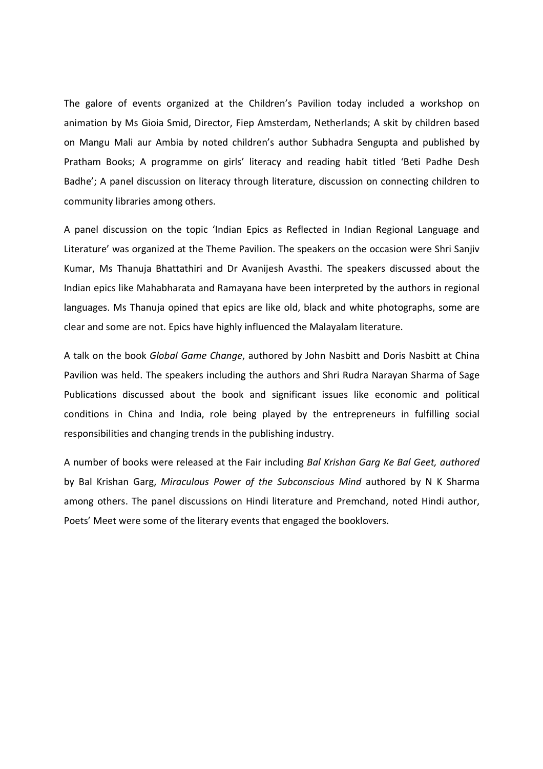The galore of events organized at the Children's Pavilion today included a workshop on animation by Ms Gioia Smid, Director, Fiep Amsterdam, Netherlands; A skit by children based on Mangu Mali aur Ambia by noted children's author Subhadra Sengupta and published by Pratham Books; A programme on girls' literacy and reading habit titled 'Beti Padhe Desh Badhe'; A panel discussion on literacy through literature, discussion on connecting children to community libraries among others.

A panel discussion on the topic 'Indian Epics as Reflected in Indian Regional Language and Literature' was organized at the Theme Pavilion. The speakers on the occasion were Shri Sanjiv Kumar, Ms Thanuja Bhattathiri and Dr Avanijesh Avasthi. The speakers discussed about the Indian epics like Mahabharata and Ramayana have been interpreted by the authors in regional languages. Ms Thanuja opined that epics are like old, black and white photographs, some are clear and some are not. Epics have highly influenced the Malayalam literature.

A talk on the book *Global Game Change*, authored by John Nasbitt and Doris Nasbitt at China Pavilion was held. The speakers including the authors and Shri Rudra Narayan Sharma of Sage Publications discussed about the book and significant issues like economic and political conditions in China and India, role being played by the entrepreneurs in fulfilling social responsibilities and changing trends in the publishing industry.

A number of books were released at the Fair including *Bal Krishan Garg Ke Bal Geet, authored* by Bal Krishan Garg, *Miraculous Power of the Subconscious Mind* authored by N K Sharma among others. The panel discussions on Hindi literature and Premchand, noted Hindi author, Poets' Meet were some of the literary events that engaged the booklovers.